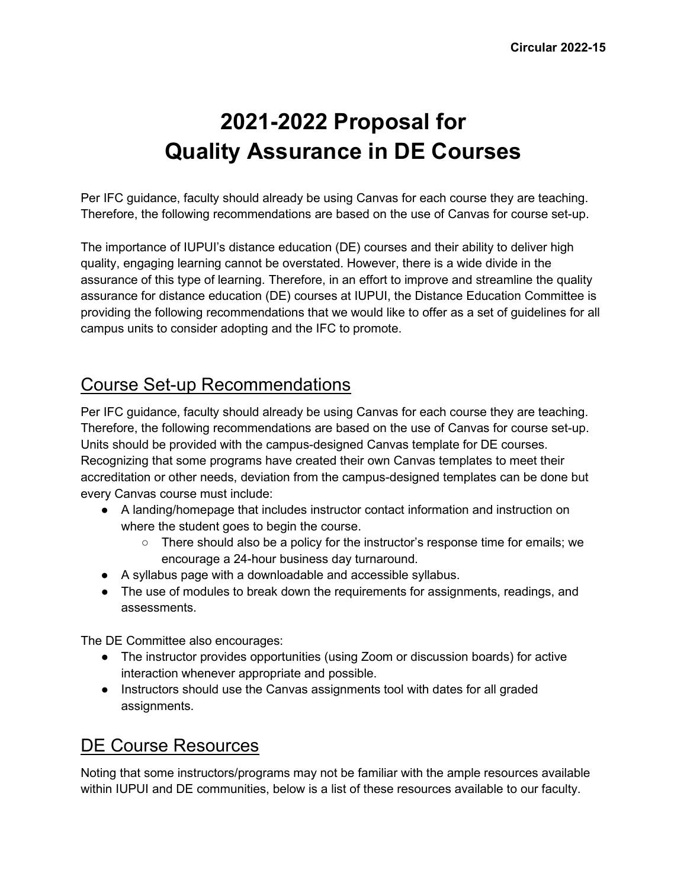Circular 2022-15

# 2021-2022 Proposal for Quality Assurance in DE Courses

Per IFC guidance, faculty should already be using Canvas for each course they are teaching. Therefore, the following recommendations are based on the use of Canvas for course set-up.

The importance of IUPUI's distance education (DE) courses and their ability to deliver high quality, engaging learning cannot be overstated. However, there is a wide divide in the assurance of this type of learning. Therefore, in an effort to improve and streamline the quality assurance for distance education (DE) courses at IUPUI, the Distance Education Committee is providing the following recommendations that we would like to offer as a set of guidelines for all campus units to consider adopting and the IFC to promote.

## Course Set-up Recommendations

Per IFC guidance, faculty should already be using Canvas for each course they are teaching. Therefore, the following recommendations are based on the use of Canvas for course set-up. Units should be provided with the campus-designed Canvas template for DE courses. Recognizing that some programs have created their own Canvas templates to meet their accreditation or other needs, deviation from the campus-designed templates can be done but every Canvas course must include:

- A landing/homepage that includes instructor contact information and instruction on where the student goes to begin the course.
  - There should also be a policy for the instructor's response time for emails; we encourage a 24-hour business day turnaround.
- A syllabus page with a downloadable and accessible syllabus.
- The use of modules to break down the requirements for assignments, readings, and assessments.

The DE Committee also encourages:

- The instructor provides opportunities (using Zoom or discussion boards) for active interaction whenever appropriate and possible.
- Instructors should use the Canvas assignments tool with dates for all graded assignments.

## DE Course Resources

Noting that some instructors/programs may not be familiar with the ample resources available within IUPUI and DE communities, below is a list of these resources available to our faculty.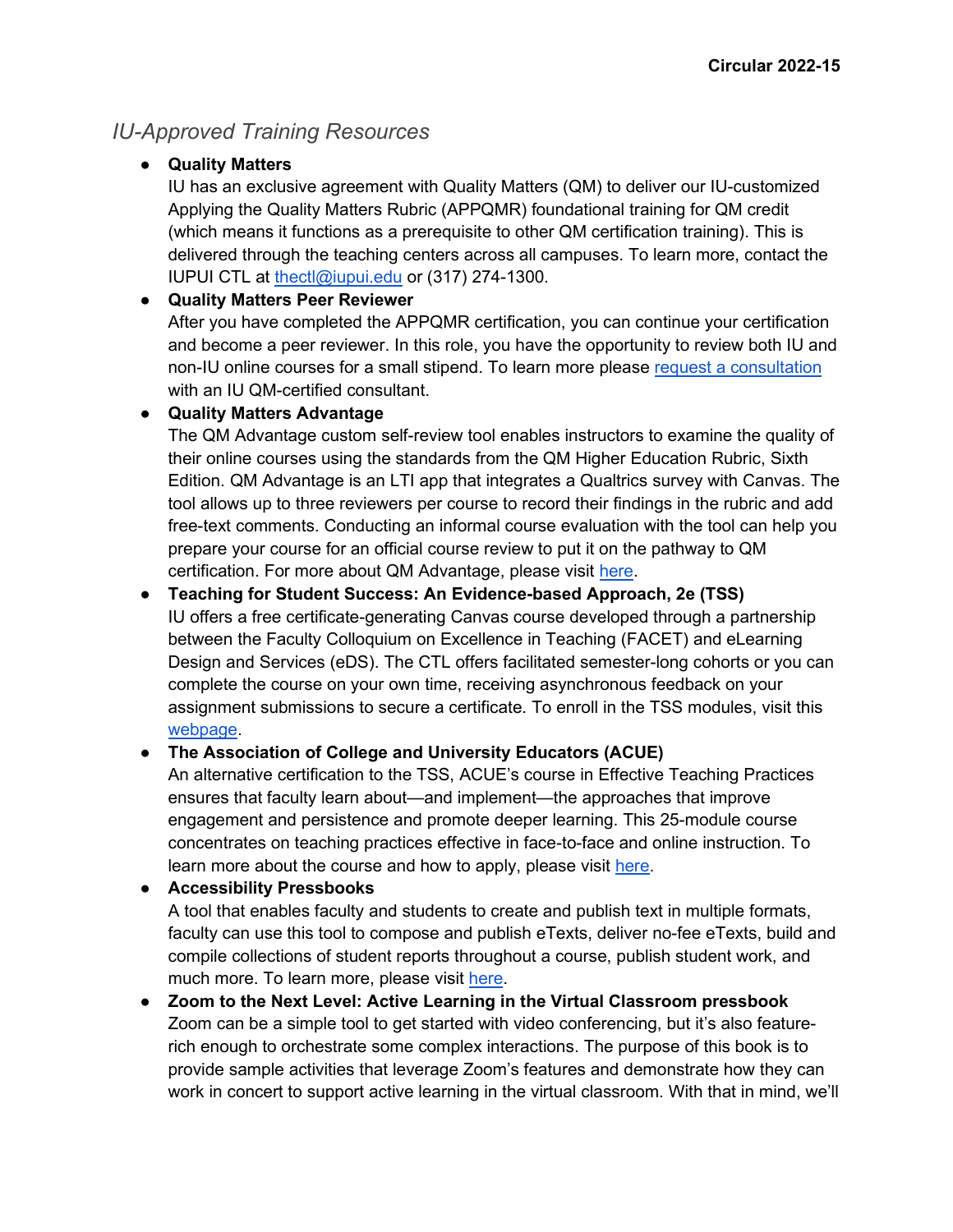## *IU-Approved Training Resources*

- **Quality Matters**
  IU has an exclusive agreement with Quality Matters (QM) to deliver our IU-customized Applying the Quality Matters Rubric (APPQMR) foundational training for QM credit (which means it functions as a prerequisite to other QM certification training). This is delivered through the teaching centers across all campuses. To learn more, contact the IUPUI CTL at [thectl@iupui.edu](mailto:thectl@iupui.edu) or (317) 274-1300.
- **Quality Matters Peer Reviewer**
  After you have completed the APPQMR certification, you can continue your certification and become a peer reviewer. In this role, you have the opportunity to review both IU and non-IU online courses for a small stipend. To learn more please request a consultation with an IU QM-certified consultant.
- **Quality Matters Advantage**
  The QM Advantage custom self-review tool enables instructors to examine the quality of their online courses using the standards from the QM Higher Education Rubric, Sixth Edition. QM Advantage is an LTI app that integrates a Qualtrics survey with Canvas. The tool allows up to three reviewers per course to record their findings in the rubric and add free-text comments. Conducting an informal course evaluation with the tool can help you prepare your course for an official course review to put it on the pathway to QM certification. For more about QM Advantage, please visit here.
- **Teaching for Student Success: An Evidence-based Approach, 2e (TSS)**
  IU offers a free certificate-generating Canvas course developed through a partnership between the Faculty Colloquium on Excellence in Teaching (FACET) and eLearning Design and Services (eDS). The CTL offers facilitated semester-long cohorts or you can complete the course on your own time, receiving asynchronous feedback on your assignment submissions to secure a certificate. To enroll in the TSS modules, visit this webpage.
- **The Association of College and University Educators (ACUE)**
  An alternative certification to the TSS, ACUE's course in Effective Teaching Practices ensures that faculty learn about—and implement—the approaches that improve engagement and persistence and promote deeper learning. This 25-module course concentrates on teaching practices effective in face-to-face and online instruction. To learn more about the course and how to apply, please visit here.
- **Accessibility Pressbooks**
  A tool that enables faculty and students to create and publish text in multiple formats, faculty can use this tool to compose and publish eTexts, deliver no-fee eTexts, build and compile collections of student reports throughout a course, publish student work, and much more. To learn more, please visit here.
- **Zoom to the Next Level: Active Learning in the Virtual Classroom pressbook**
  Zoom can be a simple tool to get started with video conferencing, but it's also feature-rich enough to orchestrate some complex interactions. The purpose of this book is to provide sample activities that leverage Zoom's features and demonstrate how they can work in concert to support active learning in the virtual classroom. With that in mind, we'll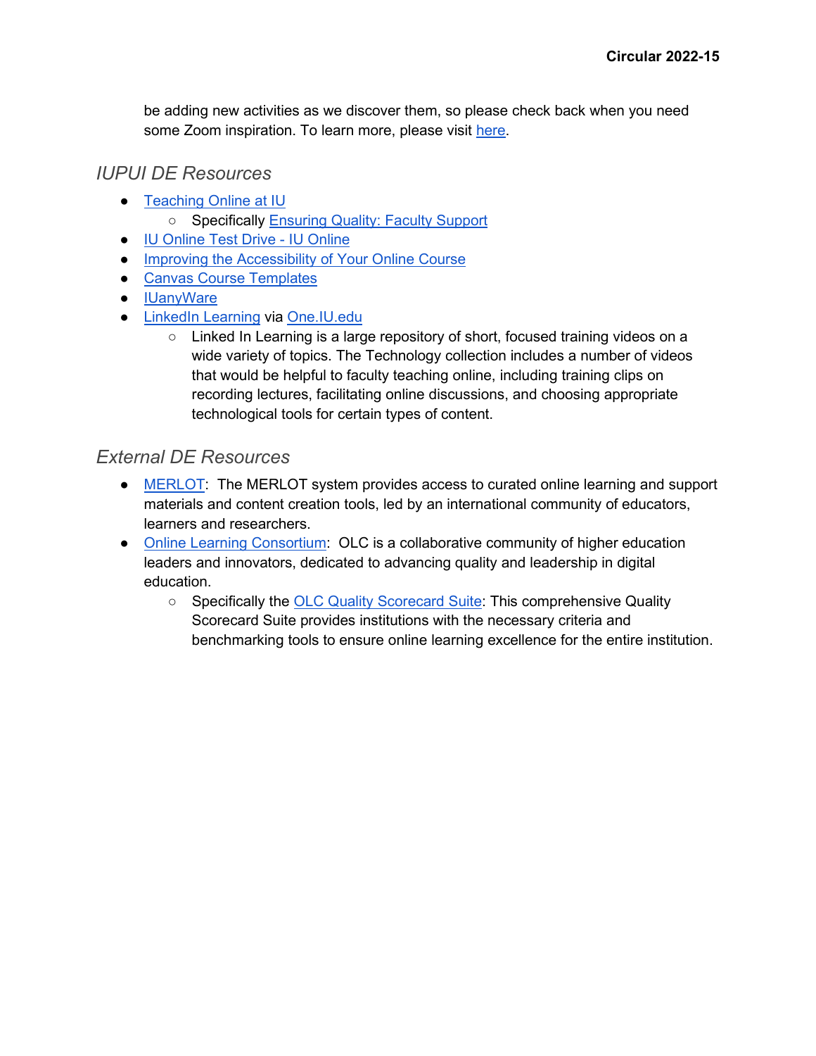be adding new activities as we discover them, so please check back when you need some Zoom inspiration. To learn more, please visit here.

### *IUPUI DE Resources*

- Teaching Online at IU
    - Specifically Ensuring Quality: Faculty Support
- IU Online Test Drive - IU Online
- Improving the Accessibility of Your Online Course
- Canvas Course Templates
- IUanyWare
- LinkedIn Learning via One.IU.edu
    - Linked In Learning is a large repository of short, focused training videos on a wide variety of topics. The Technology collection includes a number of videos that would be helpful to faculty teaching online, including training clips on recording lectures, facilitating online discussions, and choosing appropriate technological tools for certain types of content.

### *External DE Resources*

- MERLOT: The MERLOT system provides access to curated online learning and support materials and content creation tools, led by an international community of educators, learners and researchers.
- Online Learning Consortium: OLC is a collaborative community of higher education leaders and innovators, dedicated to advancing quality and leadership in digital education.
    - Specifically the OLC Quality Scorecard Suite: This comprehensive Quality Scorecard Suite provides institutions with the necessary criteria and benchmarking tools to ensure online learning excellence for the entire institution.